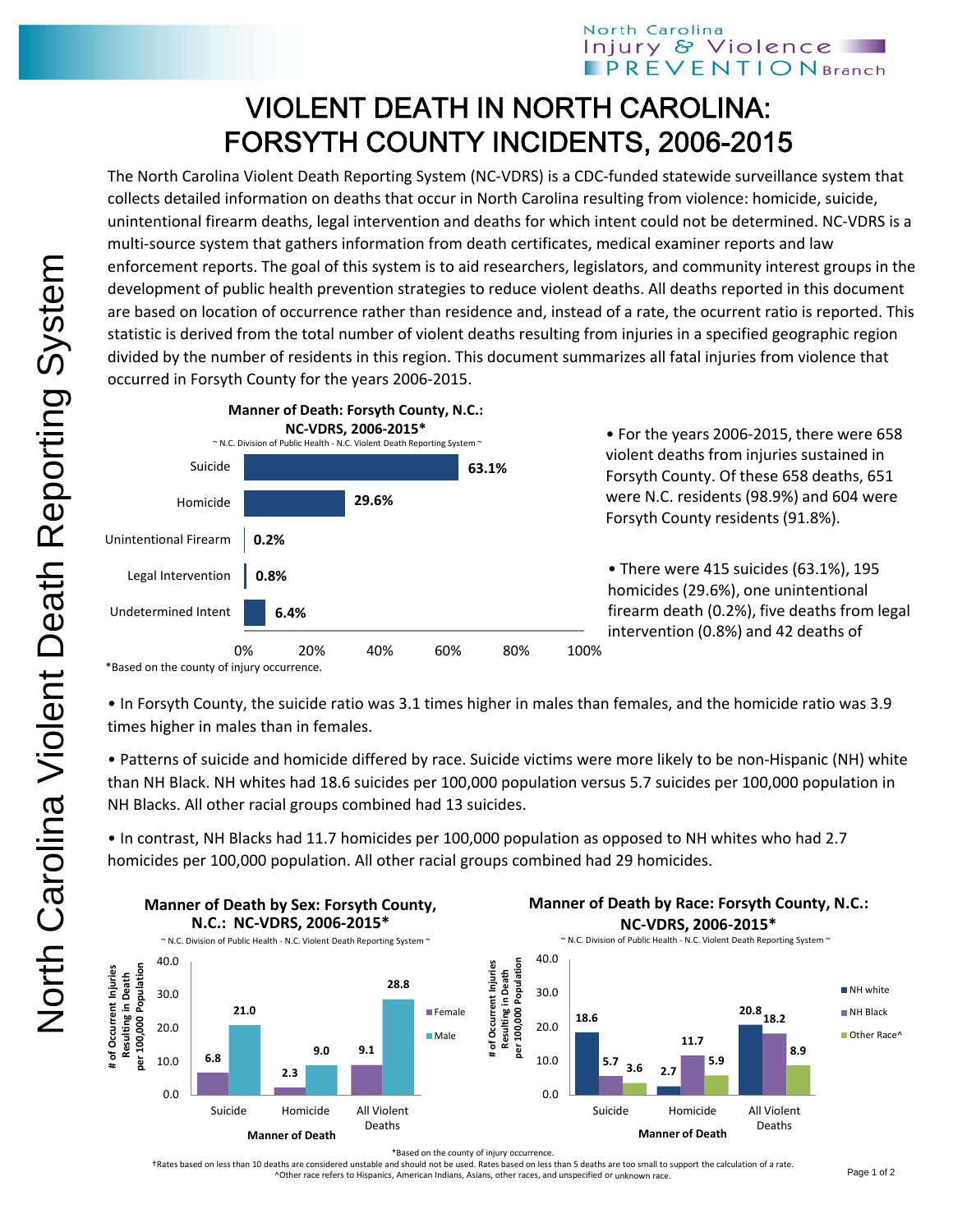# VIOLENT DEATH IN NORTH CAROLINA: FORSYTH COUNTY INCIDENTS, 2006-2015

The North Carolina Violent Death Reporting System (NC-VDRS) is a CDC-funded statewide surveillance system that collects detailed information on deaths that occur in North Carolina resulting from violence: homicide, suicide, unintentional firearm deaths, legal intervention and deaths for which intent could not be determined. NC-VDRS is a multi-source system that gathers information from death certificates, medical examiner reports and law enforcement reports. The goal of this system is to aid researchers, legislators, and community interest groups in the development of public health prevention strategies to reduce violent deaths. All deaths reported in this document are based on location of occurrence rather than residence and, instead of a rate, the ocurrent ratio is reported. This statistic is derived from the total number of violent deaths resulting from injuries in a specified geographic region divided by the number of residents in this region. This document summarizes all fatal injuries from violence that occurred in Forsyth County for the years 2006-2015.

**Manner of Death: Forsyth County, N.C.: NC-VDRS, 2006-2015***

~ N.C. Division of Public Health - N.C. Violent Death Reporting System ~

| Manner of Death | Percent |
|---|---|
| Suicide | 63.1% |
| Homicide | 29.6% |
| Unintentional Firearm | 0.2% |
| Legal Intervention | 0.8% |
| Undetermined Intent | 6.4% |

*Based on the county of injury occurrence.

- For the years 2006-2015, there were 658 violent deaths from injuries sustained in Forsyth County. Of these 658 deaths, 651 were N.C. residents (98.9%) and 604 were Forsyth County residents (91.8%).

- There were 415 suicides (63.1%), 195 homicides (29.6%), one unintentional firearm death (0.2%), five deaths from legal intervention (0.8%) and 42 deaths of

- In Forsyth County, the suicide ratio was 3.1 times higher in males than females, and the homicide ratio was 3.9 times higher in males than in females.

- Patterns of suicide and homicide differed by race. Suicide victims were more likely to be non-Hispanic (NH) white than NH Black. NH whites had 18.6 suicides per 100,000 population versus 5.7 suicides per 100,000 population in NH Blacks. All other racial groups combined had 13 suicides.

- In contrast, NH Blacks had 11.7 homicides per 100,000 population as opposed to NH whites who had 2.7 homicides per 100,000 population. All other racial groups combined had 29 homicides.

**Manner of Death by Sex: Forsyth County, N.C.: NC-VDRS, 2006-2015***

~ N.C. Division of Public Health - N.C. Violent Death Reporting System ~

# of Occurrent Injuries Resulting in Death per 100,000 Population

| Manner of Death | Female | Male |
|---|---|---|
| Suicide | 6.8 | 21.0 |
| Homicide | 2.3 | 9.0 |
| All Violent Deaths | 9.1 | 28.8 |

**Manner of Death by Race: Forsyth County, N.C.: NC-VDRS, 2006-2015***

~ N.C. Division of Public Health - N.C. Violent Death Reporting System ~

# of Occurrent Injuries Resulting in Death per 100,000 Population

| Manner of Death | NH white | NH Black | Other Race^ |
|---|---|---|---|
| Suicide | 18.6 | 5.7 | 3.6 |
| Homicide | 2.7 | 11.7 | 5.9 |
| All Violent Deaths | 20.8 | 18.2 | 8.9 |

*Based on the county of injury occurrence.

†Rates based on less than 10 deaths are considered unstable and should not be used. Rates based on less than 5 deaths are too small to support the calculation of a rate.

^Other race refers to Hispanics, American Indians, Asians, other races, and unspecified or unknown race.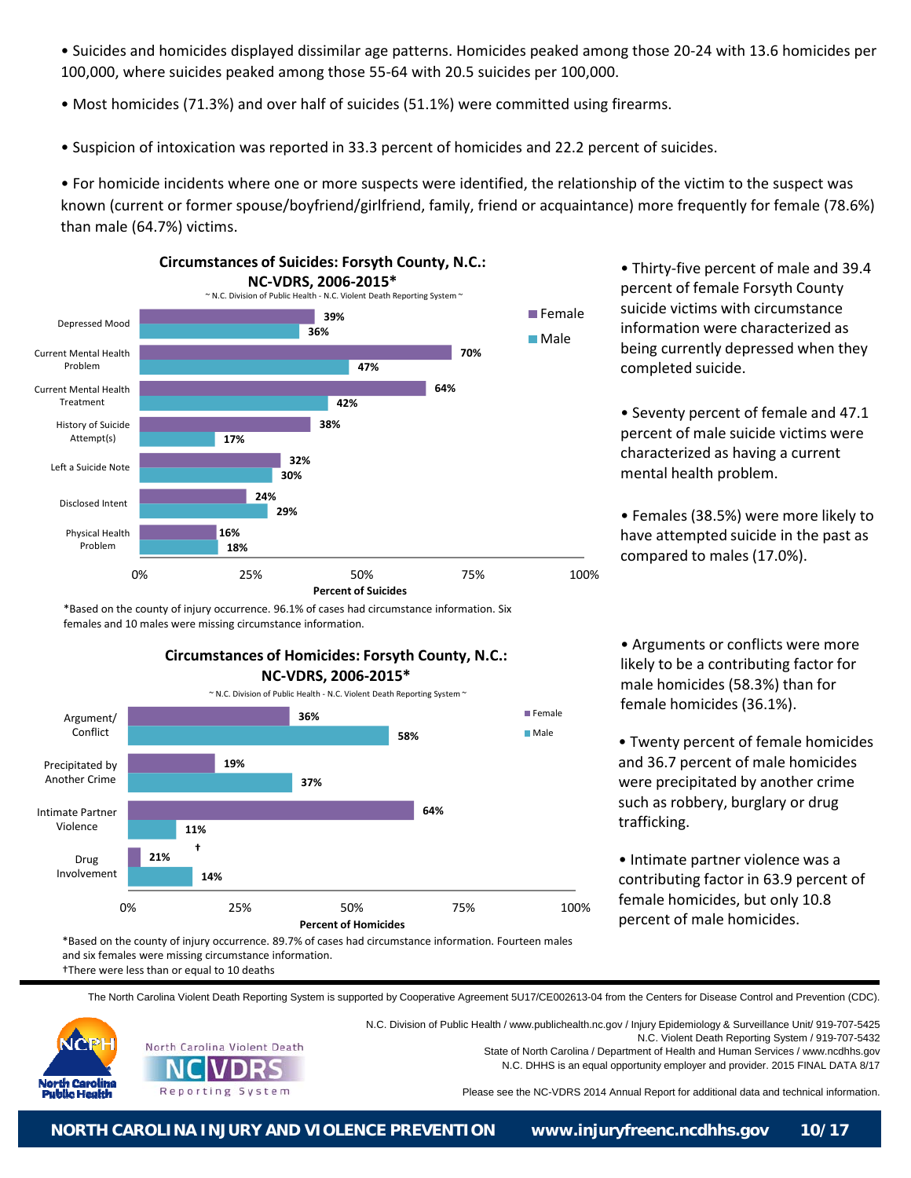- Suicides and homicides displayed dissimilar age patterns. Homicides peaked among those 20-24 with 13.6 homicides per 100,000, where suicides peaked among those 55-64 with 20.5 suicides per 100,000.
- Most homicides (71.3%) and over half of suicides (51.1%) were committed using firearms.
- Suspicion of intoxication was reported in 33.3 percent of homicides and 22.2 percent of suicides.
- For homicide incidents where one or more suspects were identified, the relationship of the victim to the suspect was known (current or former spouse/boyfriend/girlfriend, family, friend or acquaintance) more frequently for female (78.6%) than male (64.7%) victims.

**Circumstances of Suicides: Forsyth County, N.C.: NC-VDRS, 2006-2015***

~ N.C. Division of Public Health - N.C. Violent Death Reporting System ~

Female
Male

Depressed Mood 39% 36%
Current Mental Health Problem 70% 47%
Current Mental Health Treatment 64% 42%
History of Suicide Attempt(s) 38% 17%
Left a Suicide Note 32% 30%
Disclosed Intent 24% 29%
Physical Health Problem 16% 18%

0% 25% 50% 75% 100%
Percent of Suicides

*Based on the county of injury occurrence. 96.1% of cases had circumstance information. Six females and 10 males were missing circumstance information.

- Thirty-five percent of male and 39.4 percent of female Forsyth County suicide victims with circumstance information were characterized as being currently depressed when they completed suicide.
- Seventy percent of female and 47.1 percent of male suicide victims were characterized as having a current mental health problem.
- Females (38.5%) were more likely to have attempted suicide in the past as compared to males (17.0%).

**Circumstances of Homicides: Forsyth County, N.C.: NC-VDRS, 2006-2015***

~ N.C. Division of Public Health - N.C. Violent Death Reporting System ~

Female
Male

Argument/ Conflict 36% 58%
Precipitated by Another Crime 19% 37%
Intimate Partner Violence 64% 11%
Drug Involvement † 21% 14%

0% 25% 50% 75% 100%
Percent of Homicides

*Based on the county of injury occurrence. 89.7% of cases had circumstance information. Fourteen males and six females were missing circumstance information.
†There were less than or equal to 10 deaths

- Arguments or conflicts were more likely to be a contributing factor for male homicides (58.3%) than for female homicides (36.1%).
- Twenty percent of female homicides and 36.7 percent of male homicides were precipitated by another crime such as robbery, burglary or drug trafficking.
- Intimate partner violence was a contributing factor in 63.9 percent of female homicides, but only 10.8 percent of male homicides.

The North Carolina Violent Death Reporting System is supported by Cooperative Agreement 5U17/CE002613-04 from the Centers for Disease Control and Prevention (CDC).

NCPH North Carolina Public Health

North Carolina Violent Death NC VDRS Reporting System

N.C. Division of Public Health / www.publichealth.nc.gov / Injury Epidemiology & Surveillance Unit/ 919-707-5425
N.C. Violent Death Reporting System / 919-707-5432
State of North Carolina / Department of Health and Human Services / www.ncdhhs.gov
N.C. DHHS is an equal opportunity employer and provider. 2015 FINAL DATA 8/17

Please see the NC-VDRS 2014 Annual Report for additional data and technical information.

NORTH CAROLINA INJURY AND VIOLENCE PREVENTION www.injuryfreenc.ncdhhs.gov